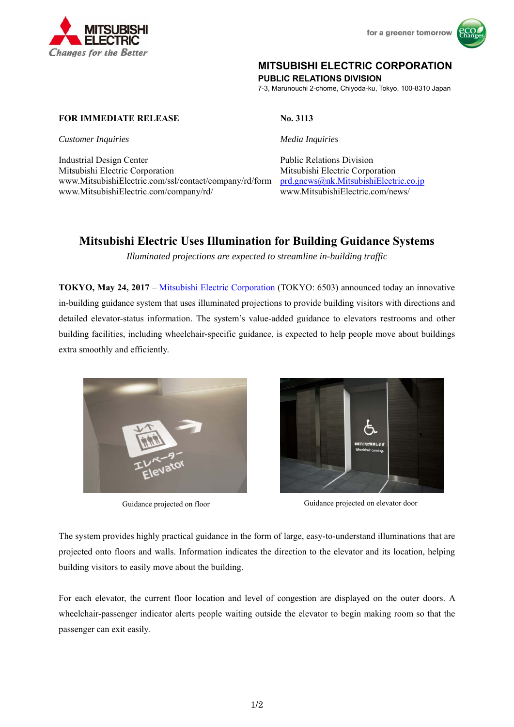**MITSUBISHI ELECTRIC CORPORATION**
**PUBLIC RELATIONS DIVISION**
7-3, Marunouchi 2-chome, Chiyoda-ku, Tokyo, 100-8310 Japan

**FOR IMMEDIATE RELEASE**

**No. 3113**

*Customer Inquiries*

Industrial Design Center
Mitsubishi Electric Corporation
www.MitsubishiElectric.com/ssl/contact/company/rd/form
www.MitsubishiElectric.com/company/rd/

*Media Inquiries*

Public Relations Division
Mitsubishi Electric Corporation
prd.gnews@nk.MitsubishiElectric.co.jp
www.MitsubishiElectric.com/news/

# Mitsubishi Electric Uses Illumination for Building Guidance Systems

*Illuminated projections are expected to streamline in-building traffic*

**TOKYO, May 24, 2017** – Mitsubishi Electric Corporation (TOKYO: 6503) announced today an innovative in-building guidance system that uses illuminated projections to provide building visitors with directions and detailed elevator-status information. The system's value-added guidance to elevators restrooms and other building facilities, including wheelchair-specific guidance, is expected to help people move about buildings extra smoothly and efficiently.

Guidance projected on floor

Guidance projected on elevator door

The system provides highly practical guidance in the form of large, easy-to-understand illuminations that are projected onto floors and walls. Information indicates the direction to the elevator and its location, helping building visitors to easily move about the building.

For each elevator, the current floor location and level of congestion are displayed on the outer doors. A wheelchair-passenger indicator alerts people waiting outside the elevator to begin making room so that the passenger can exit easily.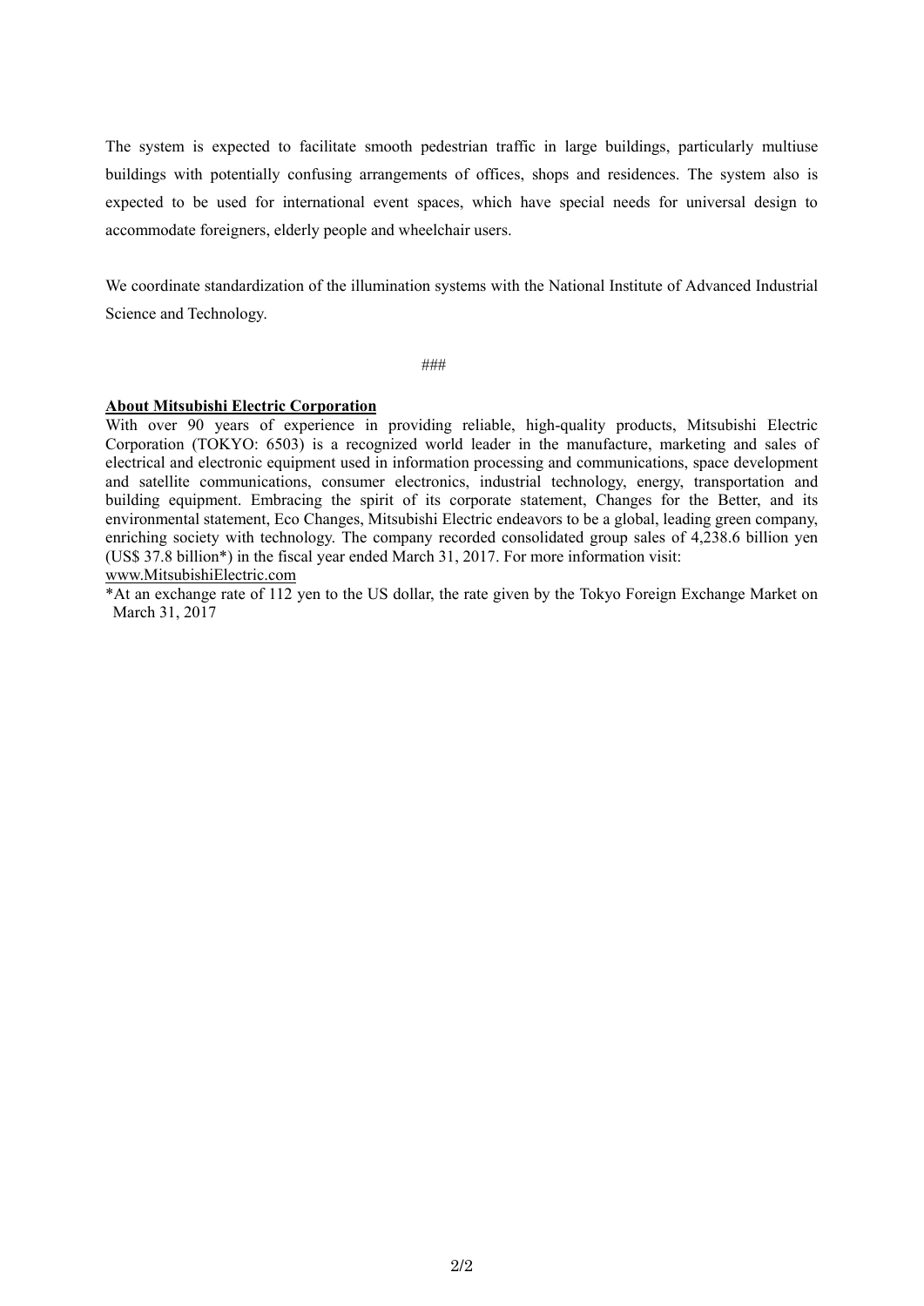The system is expected to facilitate smooth pedestrian traffic in large buildings, particularly multiuse buildings with potentially confusing arrangements of offices, shops and residences. The system also is expected to be used for international event spaces, which have special needs for universal design to accommodate foreigners, elderly people and wheelchair users.

We coordinate standardization of the illumination systems with the National Institute of Advanced Industrial Science and Technology.

###

**About Mitsubishi Electric Corporation**

With over 90 years of experience in providing reliable, high-quality products, Mitsubishi Electric Corporation (TOKYO: 6503) is a recognized world leader in the manufacture, marketing and sales of electrical and electronic equipment used in information processing and communications, space development and satellite communications, consumer electronics, industrial technology, energy, transportation and building equipment. Embracing the spirit of its corporate statement, Changes for the Better, and its environmental statement, Eco Changes, Mitsubishi Electric endeavors to be a global, leading green company, enriching society with technology. The company recorded consolidated group sales of 4,238.6 billion yen (US$ 37.8 billion*) in the fiscal year ended March 31, 2017. For more information visit: www.MitsubishiElectric.com

*At an exchange rate of 112 yen to the US dollar, the rate given by the Tokyo Foreign Exchange Market on March 31, 2017